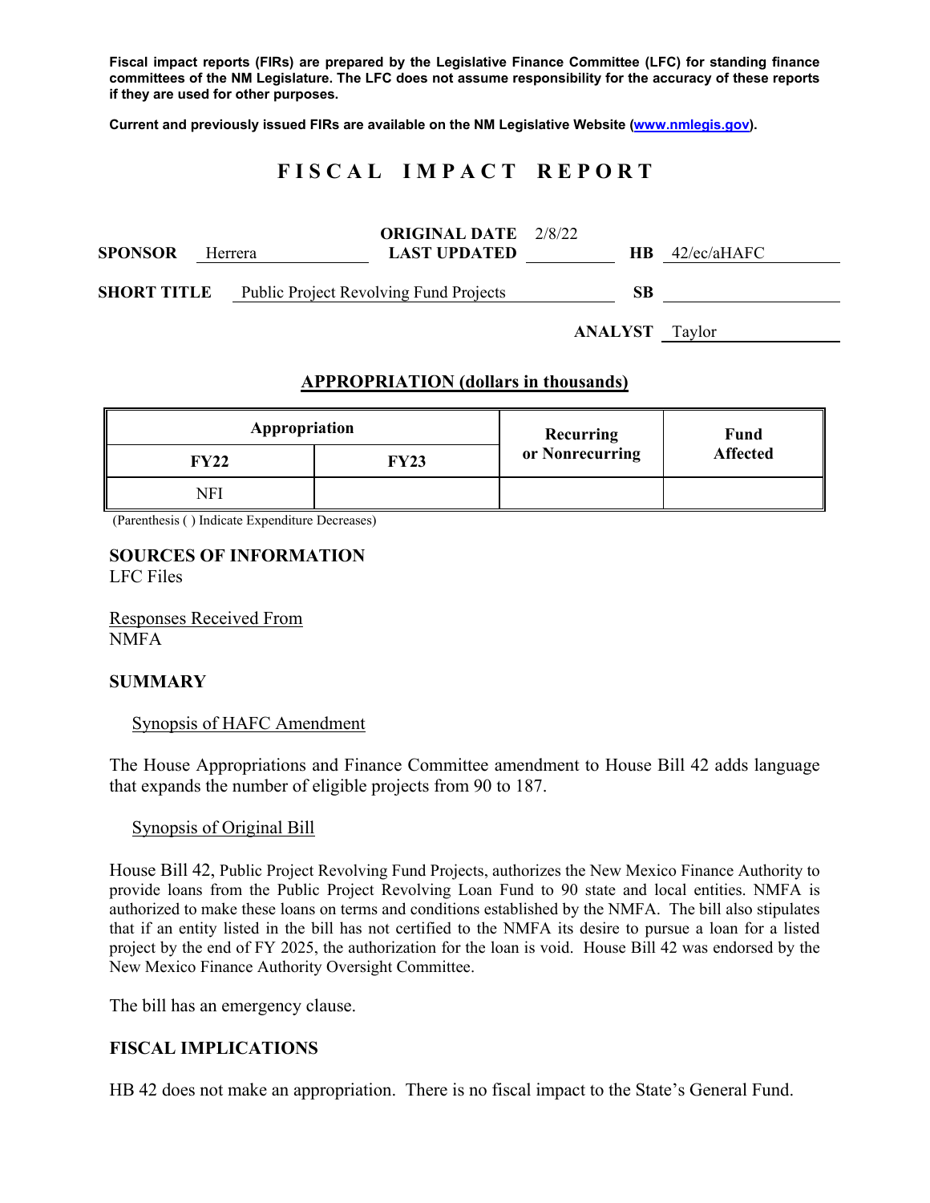**Fiscal impact reports (FIRs) are prepared by the Legislative Finance Committee (LFC) for standing finance committees of the NM Legislature. The LFC does not assume responsibility for the accuracy of these reports if they are used for other purposes.**

**Current and previously issued FIRs are available on the NM Legislative Website (www.nmlegis.gov).**

# FISCAL IMPACT REPORT

**SPONSOR** Herrera **ORIGINAL DATE** 2/8/22 **LAST UPDATED** **HB** 42/ec/aHAFC

**SHORT TITLE** Public Project Revolving Fund Projects **SB**

**ANALYST** Taylor

## APPROPRIATION (dollars in thousands)

| Appropriation | | Recurring or Nonrecurring | Fund Affected |
|---|---|---|---|
| **FY22** | **FY23** | | |
| NFI | | | |

(Parenthesis ( ) Indicate Expenditure Decreases)

**SOURCES OF INFORMATION**
LFC Files

Responses Received From
NMFA

**SUMMARY**

Synopsis of HAFC Amendment

The House Appropriations and Finance Committee amendment to House Bill 42 adds language that expands the number of eligible projects from 90 to 187.

Synopsis of Original Bill

House Bill 42, Public Project Revolving Fund Projects, authorizes the New Mexico Finance Authority to provide loans from the Public Project Revolving Loan Fund to 90 state and local entities. NMFA is authorized to make these loans on terms and conditions established by the NMFA. The bill also stipulates that if an entity listed in the bill has not certified to the NMFA its desire to pursue a loan for a listed project by the end of FY 2025, the authorization for the loan is void. House Bill 42 was endorsed by the New Mexico Finance Authority Oversight Committee.

The bill has an emergency clause.

**FISCAL IMPLICATIONS**

HB 42 does not make an appropriation. There is no fiscal impact to the State's General Fund.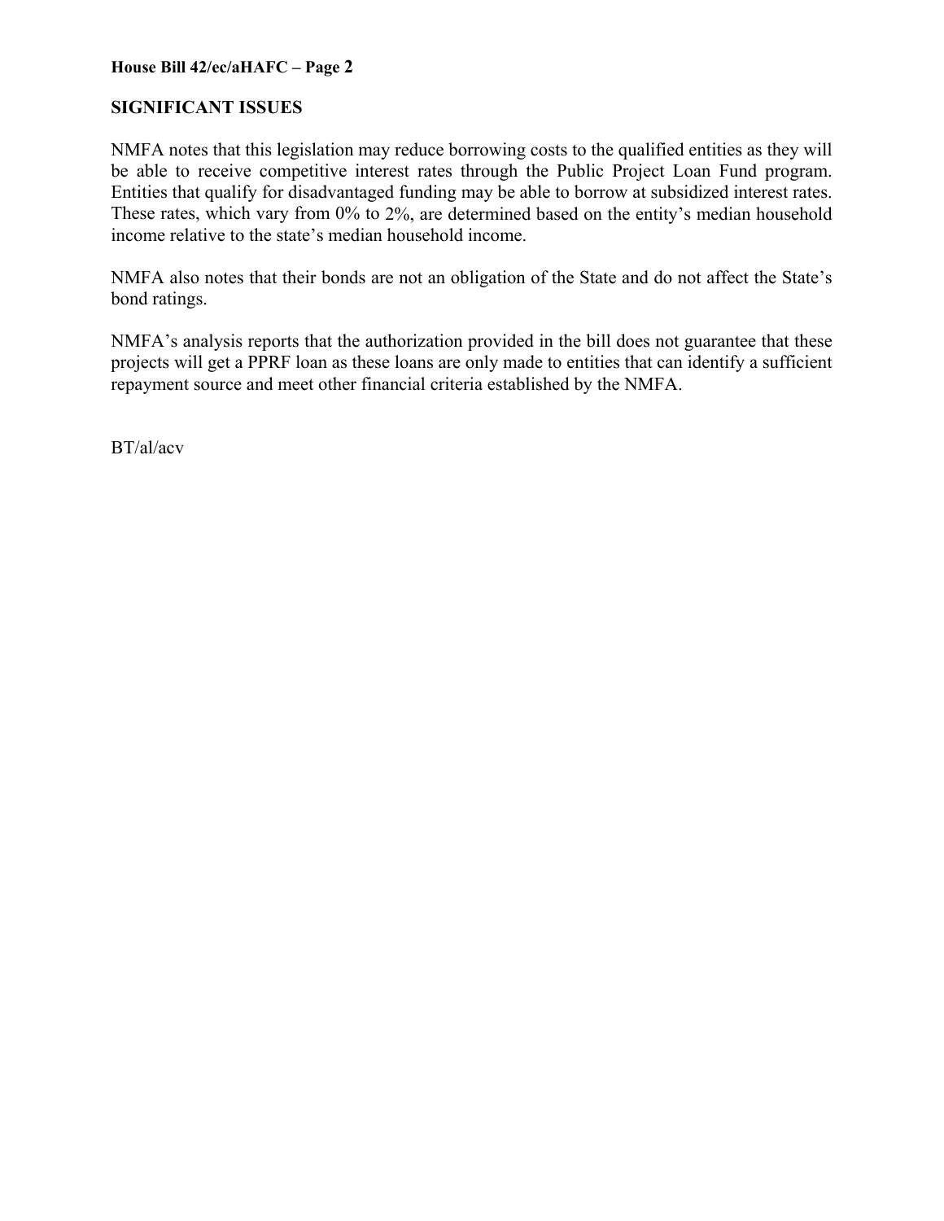## SIGNIFICANT ISSUES

NMFA notes that this legislation may reduce borrowing costs to the qualified entities as they will be able to receive competitive interest rates through the Public Project Loan Fund program. Entities that qualify for disadvantaged funding may be able to borrow at subsidized interest rates. These rates, which vary from 0% to 2%, are determined based on the entity's median household income relative to the state's median household income.

NMFA also notes that their bonds are not an obligation of the State and do not affect the State's bond ratings.

NMFA's analysis reports that the authorization provided in the bill does not guarantee that these projects will get a PPRF loan as these loans are only made to entities that can identify a sufficient repayment source and meet other financial criteria established by the NMFA.

BT/al/acv